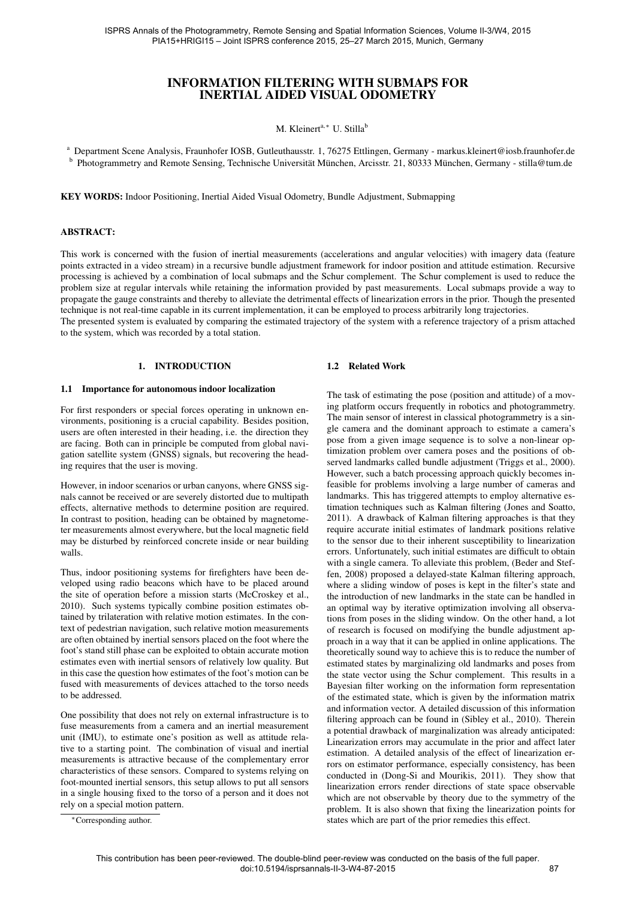# INFORMATION FILTERING WITH SUBMAPS FOR INERTIAL AIDED VISUAL ODOMETRY

M. Kleinert[a,*] U. Stilla[b]

[a] Department Scene Analysis, Fraunhofer IOSB, Gutleuthausstr. 1, 76275 Ettlingen, Germany - markus.kleinert@iosb.fraunhofer.de

[b] Photogrammetry and Remote Sensing, Technische Universität München, Arcisstr. 21, 80333 München, Germany - stilla@tum.de

**KEY WORDS:** Indoor Positioning, Inertial Aided Visual Odometry, Bundle Adjustment, Submapping

## ABSTRACT:

This work is concerned with the fusion of inertial measurements (accelerations and angular velocities) with imagery data (feature points extracted in a video stream) in a recursive bundle adjustment framework for indoor position and attitude estimation. Recursive processing is achieved by a combination of local submaps and the Schur complement. The Schur complement is used to reduce the problem size at regular intervals while retaining the information provided by past measurements. Local submaps provide a way to propagate the gauge constraints and thereby to alleviate the detrimental effects of linearization errors in the prior. Though the presented technique is not real-time capable in its current implementation, it can be employed to process arbitrarily long trajectories.

The presented system is evaluated by comparing the estimated trajectory of the system with a reference trajectory of a prism attached to the system, which was recorded by a total station.

## 1. INTRODUCTION

### 1.1 Importance for autonomous indoor localization

For first responders or special forces operating in unknown environments, positioning is a crucial capability. Besides position, users are often interested in their heading, i.e. the direction they are facing. Both can in principle be computed from global navigation satellite system (GNSS) signals, but recovering the heading requires that the user is moving.

However, in indoor scenarios or urban canyons, where GNSS signals cannot be received or are severely distorted due to multipath effects, alternative methods to determine position are required. In contrast to position, heading can be obtained by magnetometer measurements almost everywhere, but the local magnetic field may be disturbed by reinforced concrete inside or near building walls.

Thus, indoor positioning systems for firefighters have been developed using radio beacons which have to be placed around the site of operation before a mission starts (McCroskey et al., 2010). Such systems typically combine position estimates obtained by trilateration with relative motion estimates. In the context of pedestrian navigation, such relative motion measurements are often obtained by inertial sensors placed on the foot where the foot's stand still phase can be exploited to obtain accurate motion estimates even with inertial sensors of relatively low quality. But in this case the question how estimates of the foot's motion can be fused with measurements of devices attached to the torso needs to be addressed.

One possibility that does not rely on external infrastructure is to fuse measurements from a camera and an inertial measurement unit (IMU), to estimate one's position as well as attitude relative to a starting point. The combination of visual and inertial measurements is attractive because of the complementary error characteristics of these sensors. Compared to systems relying on foot-mounted inertial sensors, this setup allows to put all sensors in a single housing fixed to the torso of a person and it does not rely on a special motion pattern.

*Corresponding author.

### 1.2 Related Work

The task of estimating the pose (position and attitude) of a moving platform occurs frequently in robotics and photogrammetry. The main sensor of interest in classical photogrammetry is a single camera and the dominant approach to estimate a camera's pose from a given image sequence is to solve a non-linear optimization problem over camera poses and the positions of observed landmarks called bundle adjustment (Triggs et al., 2000). However, such a batch processing approach quickly becomes infeasible for problems involving a large number of cameras and landmarks. This has triggered attempts to employ alternative estimation techniques such as Kalman filtering (Jones and Soatto, 2011). A drawback of Kalman filtering approaches is that they require accurate initial estimates of landmark positions relative to the sensor due to their inherent susceptibility to linearization errors. Unfortunately, such initial estimates are difficult to obtain with a single camera. To alleviate this problem, (Beder and Steffen, 2008) proposed a delayed-state Kalman filtering approach, where a sliding window of poses is kept in the filter's state and the introduction of new landmarks in the state can be handled in an optimal way by iterative optimization involving all observations from poses in the sliding window. On the other hand, a lot of research is focused on modifying the bundle adjustment approach in a way that it can be applied in online applications. The theoretically sound way to achieve this is to reduce the number of estimated states by marginalizing old landmarks and poses from the state vector using the Schur complement. This results in a Bayesian filter working on the information form representation of the estimated state, which is given by the information matrix and information vector. A detailed discussion of this information filtering approach can be found in (Sibley et al., 2010). Therein a potential drawback of marginalization was already anticipated: Linearization errors may accumulate in the prior and affect later estimation. A detailed analysis of the effect of linearization errors on estimator performance, especially consistency, has been conducted in (Dong-Si and Mourikis, 2011). They show that linearization errors render directions of state space observable which are not observable by theory due to the symmetry of the problem. It is also shown that fixing the linearization points for states which are part of the prior remedies this effect.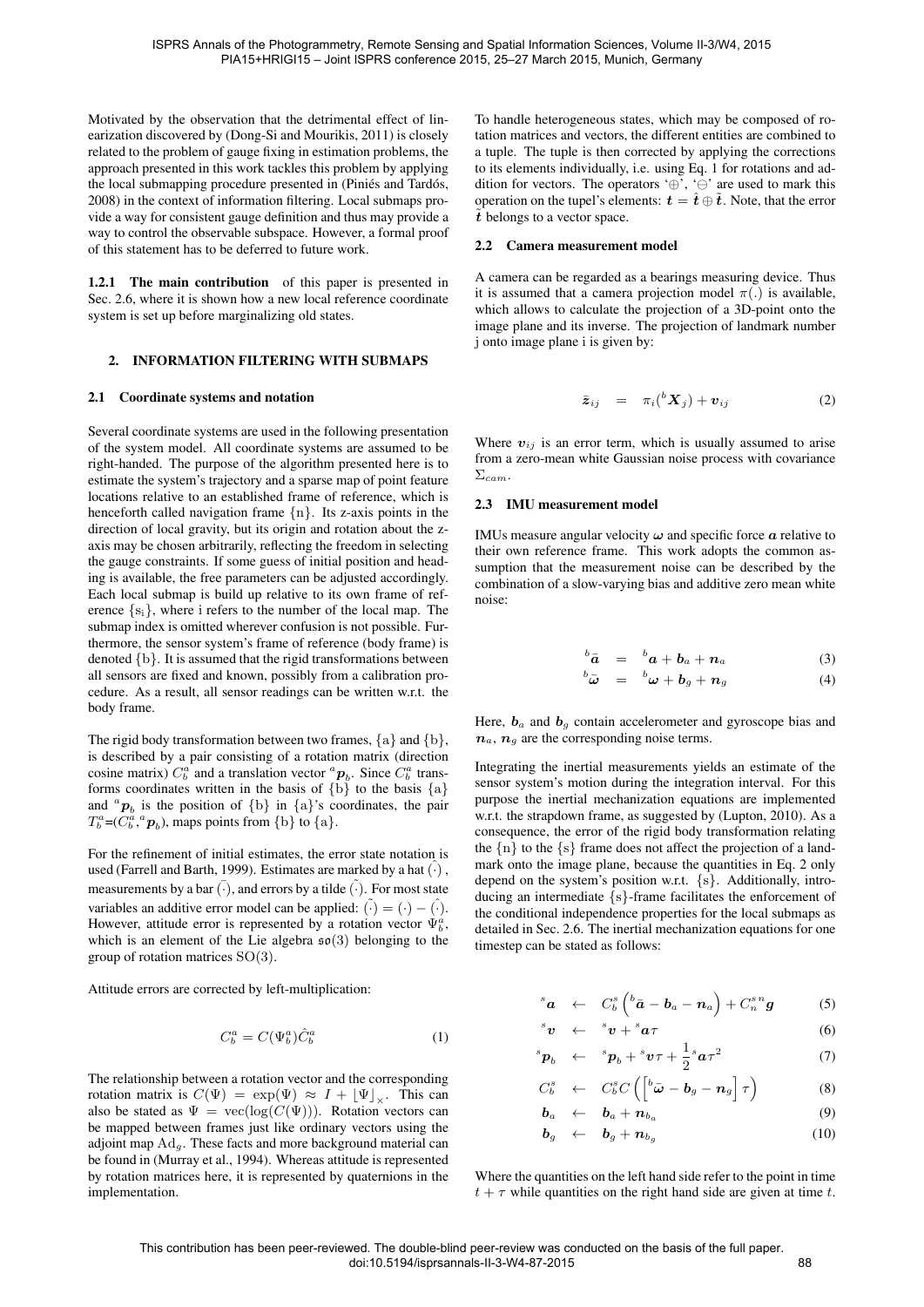Motivated by the observation that the detrimental effect of linearization discovered by (Dong-Si and Mourikis, 2011) is closely related to the problem of gauge fixing in estimation problems, the approach presented in this work tackles this problem by applying the local submapping procedure presented in (Piniés and Tardós, 2008) in the context of information filtering. Local submaps provide a way for consistent gauge definition and thus may provide a way to control the observable subspace. However, a formal proof of this statement has to be deferred to future work.

**1.2.1 The main contribution** of this paper is presented in Sec. 2.6, where it is shown how a new local reference coordinate system is set up before marginalizing old states.

## 2. INFORMATION FILTERING WITH SUBMAPS

### 2.1 Coordinate systems and notation

Several coordinate systems are used in the following presentation of the system model. All coordinate systems are assumed to be right-handed. The purpose of the algorithm presented here is to estimate the system's trajectory and a sparse map of point feature locations relative to an established frame of reference, which is henceforth called navigation frame $\{\mathrm{n}\}$. Its z-axis points in the direction of local gravity, but its origin and rotation about the z-axis may be chosen arbitrarily, reflecting the freedom in selecting the gauge constraints. If some guess of initial position and heading is available, the free parameters can be adjusted accordingly. Each local submap is build up relative to its own frame of reference $\{\mathrm{s_i}\}$, where i refers to the number of the local map. The submap index is omitted wherever confusion is not possible. Furthermore, the sensor system's frame of reference (body frame) is denoted $\{\mathrm{b}\}$. It is assumed that the rigid transformations between all sensors are fixed and known, possibly from a calibration procedure. As a result, all sensor readings can be written w.r.t. the body frame.

The rigid body transformation between two frames, $\{\mathrm{a}\}$ and $\{\mathrm{b}\}$, is described by a pair consisting of a rotation matrix (direction cosine matrix) $C_b^a$ and a translation vector ${}^a\boldsymbol{p}_b$. Since $C_b^a$ transforms coordinates written in the basis of $\{\mathrm{b}\}$ to the basis $\{\mathrm{a}\}$ and ${}^a\boldsymbol{p}_b$ is the position of $\{\mathrm{b}\}$ in $\{\mathrm{a}\}$'s coordinates, the pair $T_b^a$=$(C_b^a, {}^a\boldsymbol{p}_b)$, maps points from $\{\mathrm{b}\}$ to $\{\mathrm{a}\}$.

For the refinement of initial estimates, the error state notation is used (Farrell and Barth, 1999). Estimates are marked by a hat $\hat{(\cdot)}$, measurements by a bar $\bar{(\cdot)}$, and errors by a tilde $\tilde{(\cdot)}$. For most state variables an additive error model can be applied: $\tilde{(\cdot)} = (\cdot) - \hat{(\cdot)}$. However, attitude error is represented by a rotation vector $\Psi_b^a$, which is an element of the Lie algebra $\mathfrak{so}(3)$ belonging to the group of rotation matrices $\mathrm{SO}(3)$.

Attitude errors are corrected by left-multiplication:

$$C_b^a = C(\Psi_b^a)\hat{C}_b^a \tag{1}$$

The relationship between a rotation vector and the corresponding rotation matrix is $C(\Psi) = \exp(\Psi) \approx I + \lfloor \Psi \rfloor_\times$. This can also be stated as $\Psi = \mathrm{vec}(\log(C(\Psi)))$. Rotation vectors can be mapped between frames just like ordinary vectors using the adjoint map $\mathrm{Ad}_g$. These facts and more background material can be found in (Murray et al., 1994). Whereas attitude is represented by rotation matrices here, it is represented by quaternions in the implementation.

To handle heterogeneous states, which may be composed of rotation matrices and vectors, the different entities are combined to a tuple. The tuple is then corrected by applying the corrections to its elements individually, i.e. using Eq. 1 for rotations and addition for vectors. The operators '$\oplus$', '$\ominus$' are used to mark this operation on the tupel's elements: $\boldsymbol{t} = \hat{\boldsymbol{t}} \oplus \tilde{\boldsymbol{t}}$. Note, that the error $\tilde{\boldsymbol{t}}$ belongs to a vector space.

### 2.2 Camera measurement model

A camera can be regarded as a bearings measuring device. Thus it is assumed that a camera projection model $\pi(.)$ is available, which allows to calculate the projection of a 3D-point onto the image plane and its inverse. The projection of landmark number j onto image plane i is given by:

$$\bar{\boldsymbol{z}}_{ij} = \pi_i({}^b\boldsymbol{X}_j) + \boldsymbol{v}_{ij} \tag{2}$$

Where $\boldsymbol{v}_{ij}$ is an error term, which is usually assumed to arise from a zero-mean white Gaussian noise process with covariance $\Sigma_{cam}$.

### 2.3 IMU measurement model

IMUs measure angular velocity $\boldsymbol{\omega}$ and specific force $\boldsymbol{a}$ relative to their own reference frame. This work adopts the common assumption that the measurement noise can be described by the combination of a slow-varying bias and additive zero mean white noise:

$$\begin{aligned} {}^b\bar{\boldsymbol{a}} &= {}^b\boldsymbol{a} + \boldsymbol{b}_a + \boldsymbol{n}_a && (3) \\ {}^b\bar{\boldsymbol{\omega}} &= {}^b\boldsymbol{\omega} + \boldsymbol{b}_g + \boldsymbol{n}_g && (4) \end{aligned}$$

Here, $\boldsymbol{b}_a$ and $\boldsymbol{b}_g$ contain accelerometer and gyroscope bias and $\boldsymbol{n}_a$, $\boldsymbol{n}_g$ are the corresponding noise terms.

Integrating the inertial measurements yields an estimate of the sensor system's motion during the integration interval. For this purpose the inertial mechanization equations are implemented w.r.t. the strapdown frame, as suggested by (Lupton, 2010). As a consequence, the error of the rigid body transformation relating the $\{\mathrm{n}\}$ to the $\{\mathrm{s}\}$ frame does not affect the projection of a landmark onto the image plane, because the quantities in Eq. 2 only depend on the system's position w.r.t. $\{\mathrm{s}\}$. Additionally, introducing an intermediate $\{\mathrm{s}\}$-frame facilitates the enforcement of the conditional independence properties for the local submaps as detailed in Sec. 2.6. The inertial mechanization equations for one timestep can be stated as follows:

$$\begin{aligned} {}^s\boldsymbol{a} &\leftarrow C_b^s\left({}^b\bar{\boldsymbol{a}} - \boldsymbol{b}_a - \boldsymbol{n}_a\right) + C_n^s {}^n\boldsymbol{g} && (5) \\ {}^s\boldsymbol{v} &\leftarrow {}^s\boldsymbol{v} + {}^s\boldsymbol{a}\tau && (6) \\ {}^s\boldsymbol{p}_b &\leftarrow {}^s\boldsymbol{p}_b + {}^s\boldsymbol{v}\tau + \frac{1}{2}{}^s\boldsymbol{a}\tau^2 && (7) \\ C_b^s &\leftarrow C_b^s C\left(\left[{}^b\bar{\boldsymbol{\omega}} - \boldsymbol{b}_g - \boldsymbol{n}_g\right]\tau\right) && (8) \\ \boldsymbol{b}_a &\leftarrow \boldsymbol{b}_a + \boldsymbol{n}_{b_a} && (9) \\ \boldsymbol{b}_g &\leftarrow \boldsymbol{b}_g + \boldsymbol{n}_{b_g} && (10) \end{aligned}$$

Where the quantities on the left hand side refer to the point in time $t + \tau$ while quantities on the right hand side are given at time $t$.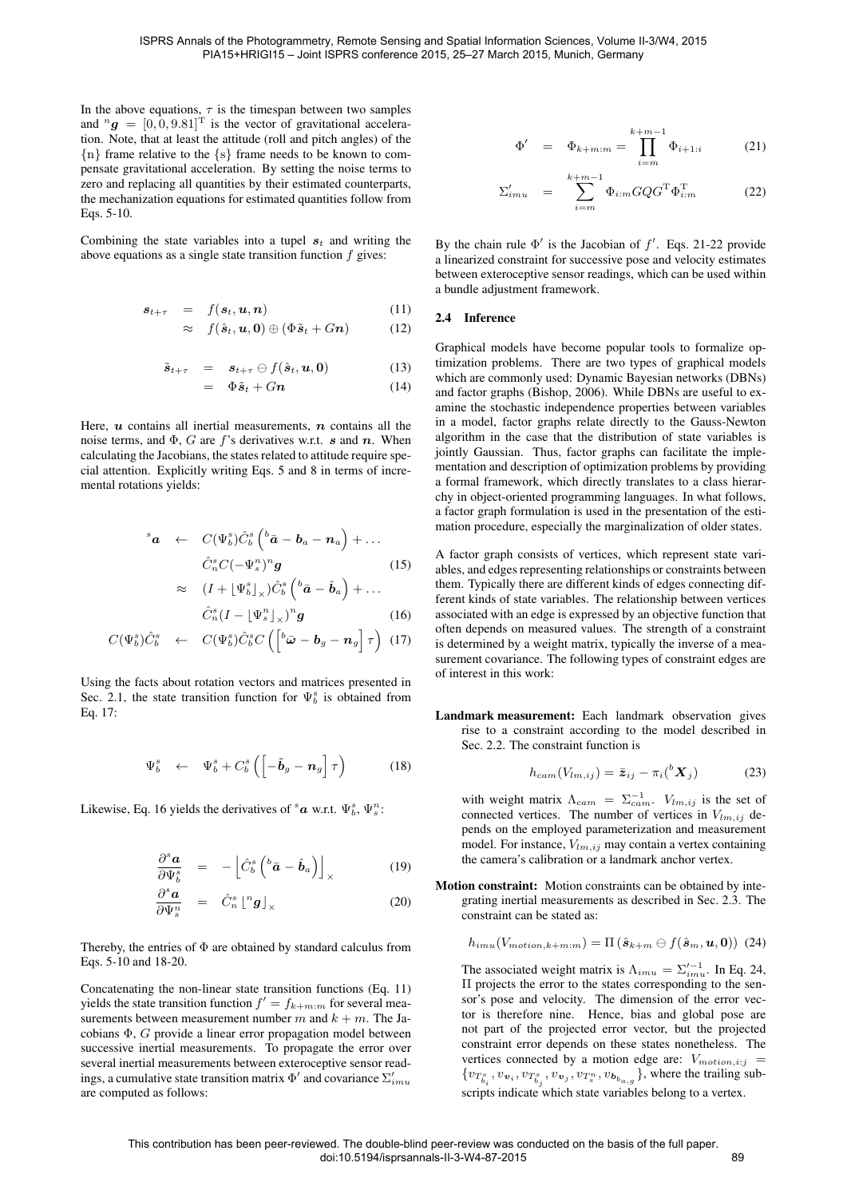In the above equations, $\tau$ is the timespan between two samples and ${}^{n}\boldsymbol{g} = [0, 0, 9.81]^{\mathrm{T}}$ is the vector of gravitational acceleration. Note, that at least the attitude (roll and pitch angles) of the $\{\mathrm{n}\}$ frame relative to the $\{\mathrm{s}\}$ frame needs to be known to compensate gravitational acceleration. By setting the noise terms to zero and replacing all quantities by their estimated counterparts, the mechanization equations for estimated quantities follow from Eqs. 5-10.

Combining the state variables into a tupel $\boldsymbol{s}_t$ and writing the above equations as a single state transition function $f$ gives:

$$
\begin{aligned}
\boldsymbol{s}_{t+\tau} &= f(\boldsymbol{s}_t, \boldsymbol{u}, \boldsymbol{n}) && (11)\\
&\approx f(\hat{\boldsymbol{s}}_t, \boldsymbol{u}, \boldsymbol{0}) \oplus (\Phi \tilde{\boldsymbol{s}}_t + G\boldsymbol{n}) && (12)
\end{aligned}
$$

$$
\begin{aligned}
\tilde{\boldsymbol{s}}_{t+\tau} &= \boldsymbol{s}_{t+\tau} \ominus f(\hat{\boldsymbol{s}}_t, \boldsymbol{u}, \boldsymbol{0}) && (13)\\
&= \Phi \tilde{\boldsymbol{s}}_t + G\boldsymbol{n} && (14)
\end{aligned}
$$

Here, $\boldsymbol{u}$ contains all inertial measurements, $\boldsymbol{n}$ contains all the noise terms, and $\Phi$, $G$ are $f$'s derivatives w.r.t. $\boldsymbol{s}$ and $\boldsymbol{n}$. When calculating the Jacobians, the states related to attitude require special attention. Explicitly writing Eqs. 5 and 8 in terms of incremental rotations yields:

$$
\begin{aligned}
{}^{s}\boldsymbol{a} &\leftarrow C(\Psi_b^s)\hat{C}_b^s\left({}^{b}\bar{\boldsymbol{a}} - \boldsymbol{b}_a - \boldsymbol{n}_a\right) + \dots\\
&\qquad \hat{C}_n^s C(-\Psi_s^n)\,{}^{n}\boldsymbol{g} && (15)\\
&\approx (I + \lfloor \Psi_b^s \rfloor_\times)\hat{C}_b^s\left({}^{b}\bar{\boldsymbol{a}} - \hat{\boldsymbol{b}}_a\right) + \dots\\
&\qquad \hat{C}_n^s (I - \lfloor \Psi_s^n \rfloor_\times)\,{}^{n}\boldsymbol{g} && (16)\\
C(\Psi_b^s)\hat{C}_b^s &\leftarrow C(\Psi_b^s)\hat{C}_b^s C\left(\left[{}^{b}\bar{\boldsymbol{\omega}} - \boldsymbol{b}_g - \boldsymbol{n}_g\right]\tau\right) && (17)
\end{aligned}
$$

Using the facts about rotation vectors and matrices presented in Sec. 2.1, the state transition function for $\Psi_b^s$ is obtained from Eq. 17:

$$
\Psi_b^s \leftarrow \Psi_b^s + C_b^s\left(\left[-\tilde{\boldsymbol{b}}_g - \boldsymbol{n}_g\right]\tau\right) \qquad (18)
$$

Likewise, Eq. 16 yields the derivatives of ${}^{s}\boldsymbol{a}$ w.r.t. $\Psi_b^s$, $\Psi_s^n$:

$$
\begin{aligned}
\frac{\partial\,{}^{s}\boldsymbol{a}}{\partial \Psi_b^s} &= -\left\lfloor \hat{C}_b^s\left({}^{b}\bar{\boldsymbol{a}} - \hat{\boldsymbol{b}}_a\right)\right\rfloor_\times && (19)\\
\frac{\partial\,{}^{s}\boldsymbol{a}}{\partial \Psi_s^n} &= \hat{C}_n^s \left\lfloor {}^{n}\boldsymbol{g}\right\rfloor_\times && (20)
\end{aligned}
$$

Thereby, the entries of $\Phi$ are obtained by standard calculus from Eqs. 5-10 and 18-20.

Concatenating the non-linear state transition functions (Eq. 11) yields the state transition function $f' = f_{k+m:m}$ for several measurements between measurement number $m$ and $k+m$. The Jacobians $\Phi$, $G$ provide a linear error propagation model between successive inertial measurements. To propagate the error over several inertial measurements between exteroceptive sensor readings, a cumulative state transition matrix $\Phi'$ and covariance $\Sigma'_{imu}$ are computed as follows:

$$
\begin{aligned}
\Phi' &= \Phi_{k+m:m} = \prod_{i=m}^{k+m-1} \Phi_{i+1:i} && (21)\\
\Sigma'_{imu} &= \sum_{i=m}^{k+m-1} \Phi_{i:m} G Q G^{\mathrm{T}} \Phi_{i:m}^{\mathrm{T}} && (22)
\end{aligned}
$$

By the chain rule $\Phi'$ is the Jacobian of $f'$. Eqs. 21-22 provide a linearized constraint for successive pose and velocity estimates between exteroceptive sensor readings, which can be used within a bundle adjustment framework.

### 2.4 Inference

Graphical models have become popular tools to formalize optimization problems. There are two types of graphical models which are commonly used: Dynamic Bayesian networks (DBNs) and factor graphs (Bishop, 2006). While DBNs are useful to examine the stochastic independence properties between variables in a model, factor graphs relate directly to the Gauss-Newton algorithm in the case that the distribution of state variables is jointly Gaussian. Thus, factor graphs can facilitate the implementation and description of optimization problems by providing a formal framework, which directly translates to a class hierarchy in object-oriented programming languages. In what follows, a factor graph formulation is used in the presentation of the estimation procedure, especially the marginalization of older states.

A factor graph consists of vertices, which represent state variables, and edges representing relationships or constraints between them. Typically there are different kinds of edges connecting different kinds of state variables. The relationship between vertices associated with an edge is expressed by an objective function that often depends on measured values. The strength of a constraint is determined by a weight matrix, typically the inverse of a measurement covariance. The following types of constraint edges are of interest in this work:

**Landmark measurement:** Each landmark observation gives rise to a constraint according to the model described in Sec. 2.2. The constraint function is

$$
h_{cam}(V_{lm,ij}) = \bar{\boldsymbol{z}}_{ij} - \pi_i({}^{b}\boldsymbol{X}_j) \qquad (23)
$$

with weight matrix $\Lambda_{cam} = \Sigma_{cam}^{-1}$. $V_{lm,ij}$ is the set of connected vertices. The number of vertices in $V_{lm,ij}$ depends on the employed parameterization and measurement model. For instance, $V_{lm,ij}$ may contain a vertex containing the camera's calibration or a landmark anchor vertex.

**Motion constraint:** Motion constraints can be obtained by integrating inertial measurements as described in Sec. 2.3. The constraint can be stated as:

$$
h_{imu}(V_{motion,k+m:m}) = \Pi\left(\hat{\boldsymbol{s}}_{k+m} \ominus f(\hat{\boldsymbol{s}}_m, \boldsymbol{u}, \boldsymbol{0})\right) \qquad (24)
$$

The associated weight matrix is $\Lambda_{imu} = \Sigma'^{-1}_{imu}$. In Eq. 24, $\Pi$ projects the error to the states corresponding to the sensor's pose and velocity. The dimension of the error vector is therefore nine. Hence, bias and global pose are not part of the projected error vector, but the projected constraint error depends on these states nonetheless. The vertices connected by a motion edge are: $V_{motion,i:j} = \{v_{T_{b_i}^s}, v_{\boldsymbol{v}_i}, v_{T_{b_j}^s}, v_{\boldsymbol{v}_j}, v_{T_s^n}, v_{\boldsymbol{b}_{a,g}}\}$, where the trailing subscripts indicate which state variables belong to a vertex.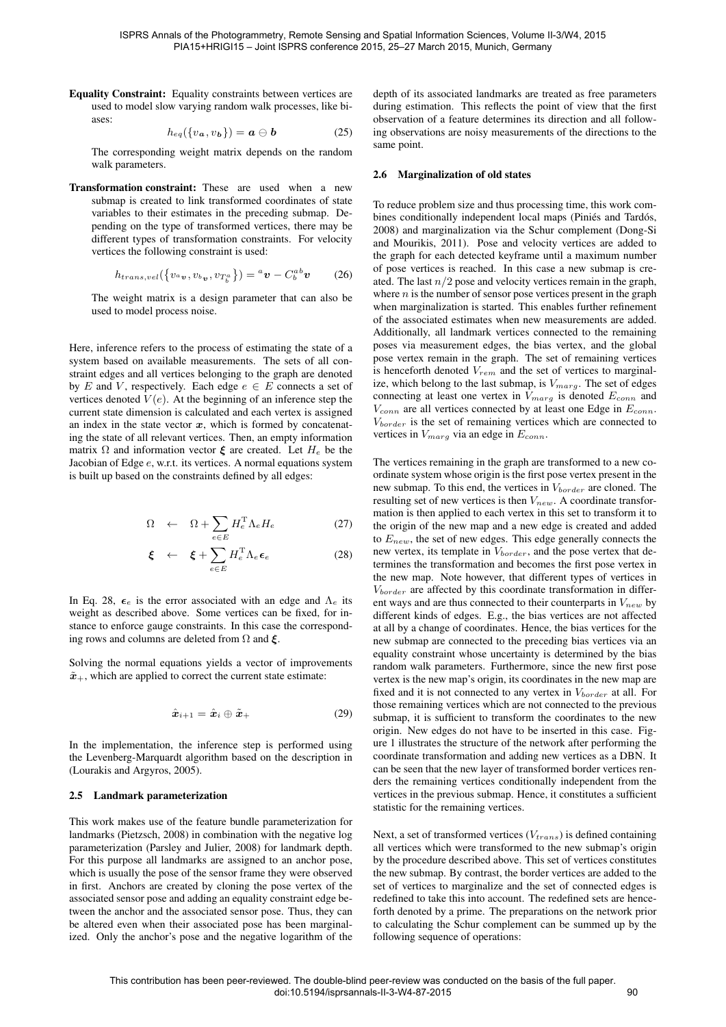**Equality Constraint:** Equality constraints between vertices are used to model slow varying random walk processes, like biases:

$$h_{eq}(\{v_{\boldsymbol{a}}, v_{\boldsymbol{b}}\}) = \boldsymbol{a} \ominus \boldsymbol{b} \tag{25}$$

The corresponding weight matrix depends on the random walk parameters.

**Transformation constraint:** These are used when a new submap is created to link transformed coordinates of state variables to their estimates in the preceding submap. Depending on the type of transformed vertices, there may be different types of transformation constraints. For velocity vertices the following constraint is used:

$$h_{trans,vel}(\{v_{^a\boldsymbol{v}}, v_{^b\boldsymbol{v}}, v_{T^a_b}\}) = {^a\boldsymbol{v}} - C^{ab}_b \boldsymbol{v} \tag{26}$$

The weight matrix is a design parameter that can also be used to model process noise.

Here, inference refers to the process of estimating the state of a system based on available measurements. The sets of all constraint edges and all vertices belonging to the graph are denoted by $E$ and $V$, respectively. Each edge $e \in E$ connects a set of vertices denoted $V(e)$. At the beginning of an inference step the current state dimension is calculated and each vertex is assigned an index in the state vector $\boldsymbol{x}$, which is formed by concatenating the state of all relevant vertices. Then, an empty information matrix $\Omega$ and information vector $\boldsymbol{\xi}$ are created. Let $H_e$ be the Jacobian of Edge $e$, w.r.t. its vertices. A normal equations system is built up based on the constraints defined by all edges:

$$\Omega \quad \leftarrow \quad \Omega + \sum_{e \in E} H_e^{\mathrm{T}} \Lambda_e H_e \tag{27}$$

$$\boldsymbol{\xi} \quad \leftarrow \quad \boldsymbol{\xi} + \sum_{e \in E} H_e^{\mathrm{T}} \Lambda_e \boldsymbol{\epsilon}_e \tag{28}$$

In Eq. 28, $\boldsymbol{\epsilon}_e$ is the error associated with an edge and $\Lambda_e$ its weight as described above. Some vertices can be fixed, for instance to enforce gauge constraints. In this case the corresponding rows and columns are deleted from $\Omega$ and $\boldsymbol{\xi}$.

Solving the normal equations yields a vector of improvements $\tilde{\boldsymbol{x}}_+$, which are applied to correct the current state estimate:

$$\hat{\boldsymbol{x}}_{i+1} = \hat{\boldsymbol{x}}_i \oplus \tilde{\boldsymbol{x}}_+ \tag{29}$$

In the implementation, the inference step is performed using the Levenberg-Marquardt algorithm based on the description in (Lourakis and Argyros, 2005).

### 2.5 Landmark parameterization

This work makes use of the feature bundle parameterization for landmarks (Pietzsch, 2008) in combination with the negative log parameterization (Parsley and Julier, 2008) for landmark depth. For this purpose all landmarks are assigned to an anchor pose, which is usually the pose of the sensor frame they were observed in first. Anchors are created by cloning the pose vertex of the associated sensor pose and adding an equality constraint edge between the anchor and the associated sensor pose. Thus, they can be altered even when their associated pose has been marginalized. Only the anchor's pose and the negative logarithm of the depth of its associated landmarks are treated as free parameters during estimation. This reflects the point of view that the first observation of a feature determines its direction and all following observations are noisy measurements of the directions to the same point.

### 2.6 Marginalization of old states

To reduce problem size and thus processing time, this work combines conditionally independent local maps (Piniés and Tardós, 2008) and marginalization via the Schur complement (Dong-Si and Mourikis, 2011). Pose and velocity vertices are added to the graph for each detected keyframe until a maximum number of pose vertices is reached. In this case a new submap is created. The last $n/2$ pose and velocity vertices remain in the graph, where $n$ is the number of sensor pose vertices present in the graph when marginalization is started. This enables further refinement of the associated estimates when new measurements are added. Additionally, all landmark vertices connected to the remaining poses via measurement edges, the bias vertex, and the global pose vertex remain in the graph. The set of remaining vertices is henceforth denoted $V_{rem}$ and the set of vertices to marginalize, which belong to the last submap, is $V_{marg}$. The set of edges connecting at least one vertex in $V_{marg}$ is denoted $E_{conn}$ and $V_{conn}$ are all vertices connected by at least one Edge in $E_{conn}$. $V_{border}$ is the set of remaining vertices which are connected to vertices in $V_{marg}$ via an edge in $E_{conn}$.

The vertices remaining in the graph are transformed to a new coordinate system whose origin is the first pose vertex present in the new submap. To this end, the vertices in $V_{border}$ are cloned. The resulting set of new vertices is then $V_{new}$. A coordinate transformation is then applied to each vertex in this set to transform it to the origin of the new map and a new edge is created and added to $E_{new}$, the set of new edges. This edge generally connects the new vertex, its template in $V_{border}$, and the pose vertex that determines the transformation and becomes the first pose vertex in the new map. Note however, that different types of vertices in $V_{border}$ are affected by this coordinate transformation in different ways and are thus connected to their counterparts in $V_{new}$ by different kinds of edges. E.g., the bias vertices are not affected at all by a change of coordinates. Hence, the bias vertices for the new submap are connected to the preceding bias vertices via an equality constraint whose uncertainty is determined by the bias random walk parameters. Furthermore, since the new first pose vertex is the new map's origin, its coordinates in the new map are fixed and it is not connected to any vertex in $V_{border}$ at all. For those remaining vertices which are not connected to the previous submap, it is sufficient to transform the coordinates to the new origin. New edges do not have to be inserted in this case. Figure 1 illustrates the structure of the network after performing the coordinate transformation and adding new vertices as a DBN. It can be seen that the new layer of transformed border vertices renders the remaining vertices conditionally independent from the vertices in the previous submap. Hence, it constitutes a sufficient statistic for the remaining vertices.

Next, a set of transformed vertices ($V_{trans}$) is defined containing all vertices which were transformed to the new submap's origin by the procedure described above. This set of vertices constitutes the new submap. By contrast, the border vertices are added to the set of vertices to marginalize and the set of connected edges is redefined to take this into account. The redefined sets are henceforth denoted by a prime. The preparations on the network prior to calculating the Schur complement can be summed up by the following sequence of operations: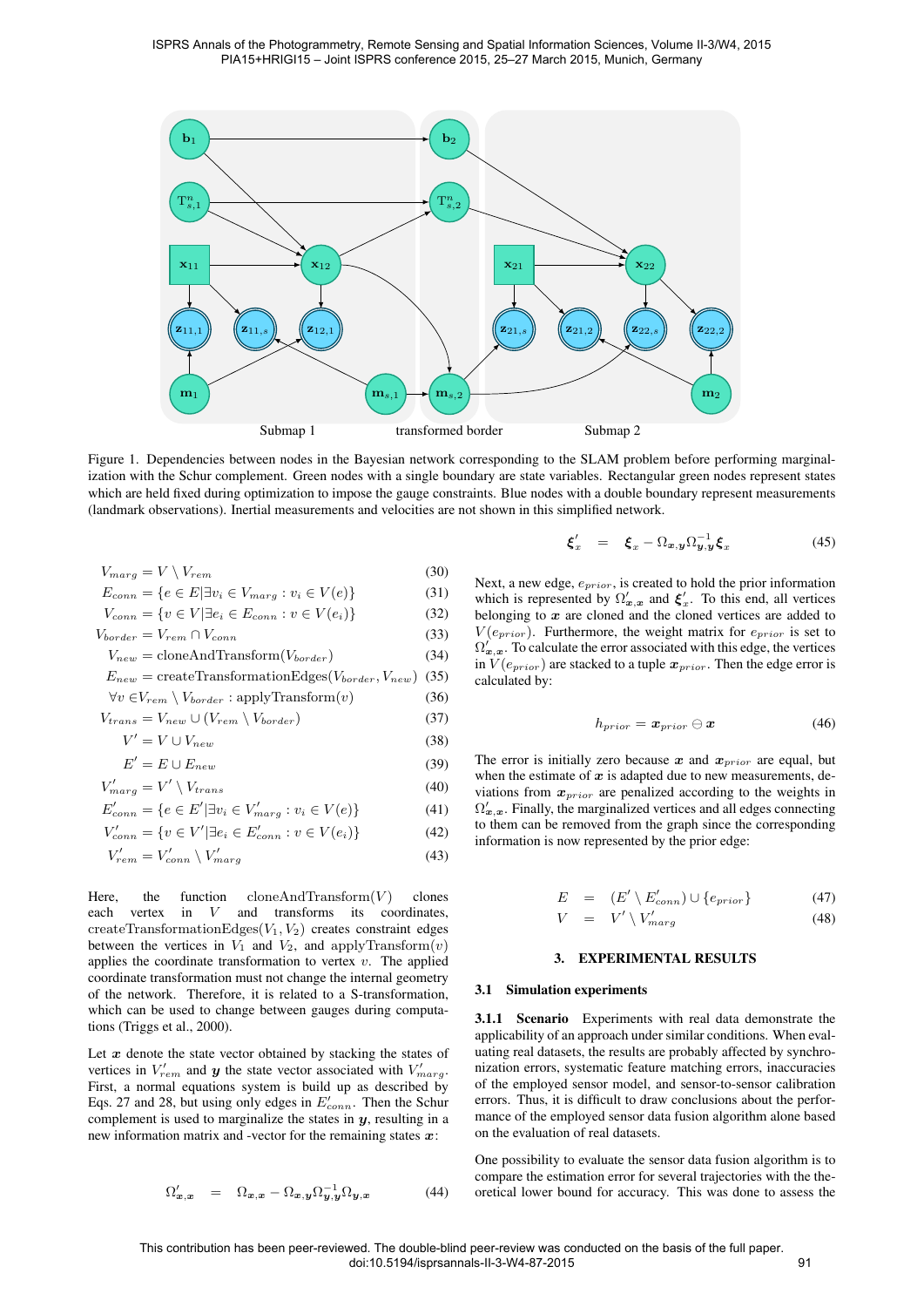Figure 1. Dependencies between nodes in the Bayesian network corresponding to the SLAM problem before performing marginalization with the Schur complement. Green nodes with a single boundary are state variables. Rectangular green nodes represent states which are held fixed during optimization to impose the gauge constraints. Blue nodes with a double boundary represent measurements (landmark observations). Inertial measurements and velocities are not shown in this simplified network.

$$V_{marg} = V \setminus V_{rem} \tag{30}$$
$$E_{conn} = \{e \in E | \exists v_i \in V_{marg} : v_i \in V(e)\} \tag{31}$$
$$V_{conn} = \{v \in V | \exists e_i \in E_{conn} : v \in V(e_i)\} \tag{32}$$
$$V_{border} = V_{rem} \cap V_{conn} \tag{33}$$
$$V_{new} = \text{cloneAndTransform}(V_{border}) \tag{34}$$
$$E_{new} = \text{createTransformationEdges}(V_{border}, V_{new}) \tag{35}$$
$$\forall v \in V_{rem} \setminus V_{border} : \text{applyTransform}(v) \tag{36}$$
$$V_{trans} = V_{new} \cup (V_{rem} \setminus V_{border}) \tag{37}$$
$$V' = V \cup V_{new} \tag{38}$$
$$E' = E \cup E_{new} \tag{39}$$
$$V'_{marg} = V' \setminus V_{trans} \tag{40}$$
$$E'_{conn} = \{e \in E' | \exists v_i \in V'_{marg} : v_i \in V(e)\} \tag{41}$$
$$V'_{conn} = \{v \in V' | \exists e_i \in E'_{conn} : v \in V(e_i)\} \tag{42}$$
$$V'_{rem} = V'_{conn} \setminus V'_{marg} \tag{43}$$

Here, the function $\text{cloneAndTransform}(V)$ clones each vertex in $V$ and transforms its coordinates, $\text{createTransformationEdges}(V_1, V_2)$ creates constraint edges between the vertices in $V_1$ and $V_2$, and $\text{applyTransform}(v)$ applies the coordinate transformation to vertex $v$. The applied coordinate transformation must not change the internal geometry of the network. Therefore, it is related to a S-transformation, which can be used to change between gauges during computations (Triggs et al., 2000).

Let $\boldsymbol{x}$ denote the state vector obtained by stacking the states of vertices in $V'_{rem}$ and $\boldsymbol{y}$ the state vector associated with $V'_{marg}$. First, a normal equations system is build up as described by Eqs. 27 and 28, but using only edges in $E'_{conn}$. Then the Schur complement is used to marginalize the states in $\boldsymbol{y}$, resulting in a new information matrix and -vector for the remaining states $\boldsymbol{x}$:

$$\Omega'_{\boldsymbol{x},\boldsymbol{x}} = \Omega_{\boldsymbol{x},\boldsymbol{x}} - \Omega_{\boldsymbol{x},\boldsymbol{y}} \Omega^{-1}_{\boldsymbol{y},\boldsymbol{y}} \Omega_{\boldsymbol{y},\boldsymbol{x}} \tag{44}$$

$$\boldsymbol{\xi}'_x = \boldsymbol{\xi}_x - \Omega_{\boldsymbol{x},\boldsymbol{y}} \Omega^{-1}_{\boldsymbol{y},\boldsymbol{y}} \boldsymbol{\xi}_x \tag{45}$$

Next, a new edge, $e_{prior}$, is created to hold the prior information which is represented by $\Omega'_{\boldsymbol{x},\boldsymbol{x}}$ and $\boldsymbol{\xi}'_x$. To this end, all vertices belonging to $\boldsymbol{x}$ are cloned and the cloned vertices are added to $V(e_{prior})$. Furthermore, the weight matrix for $e_{prior}$ is set to $\Omega'_{\boldsymbol{x},\boldsymbol{x}}$. To calculate the error associated with this edge, the vertices in $V(e_{prior})$ are stacked to a tuple $\boldsymbol{x}_{prior}$. Then the edge error is calculated by:

$$h_{prior} = \boldsymbol{x}_{prior} \ominus \boldsymbol{x} \tag{46}$$

The error is initially zero because $\boldsymbol{x}$ and $\boldsymbol{x}_{prior}$ are equal, but when the estimate of $\boldsymbol{x}$ is adapted due to new measurements, deviations from $\boldsymbol{x}_{prior}$ are penalized according to the weights in $\Omega'_{\boldsymbol{x},\boldsymbol{x}}$. Finally, the marginalized vertices and all edges connecting to them can be removed from the graph since the corresponding information is now represented by the prior edge:

$$E = (E' \setminus E'_{conn}) \cup \{e_{prior}\} \tag{47}$$
$$V = V' \setminus V'_{marg} \tag{48}$$

## 3. EXPERIMENTAL RESULTS

### 3.1 Simulation experiments

**3.1.1 Scenario** Experiments with real data demonstrate the applicability of an approach under similar conditions. When evaluating real datasets, the results are probably affected by synchronization errors, systematic feature matching errors, inaccuracies of the employed sensor model, and sensor-to-sensor calibration errors. Thus, it is difficult to draw conclusions about the performance of the employed sensor data fusion algorithm alone based on the evaluation of real datasets.

One possibility to evaluate the sensor data fusion algorithm is to compare the estimation error for several trajectories with the theoretical lower bound for accuracy. This was done to assess the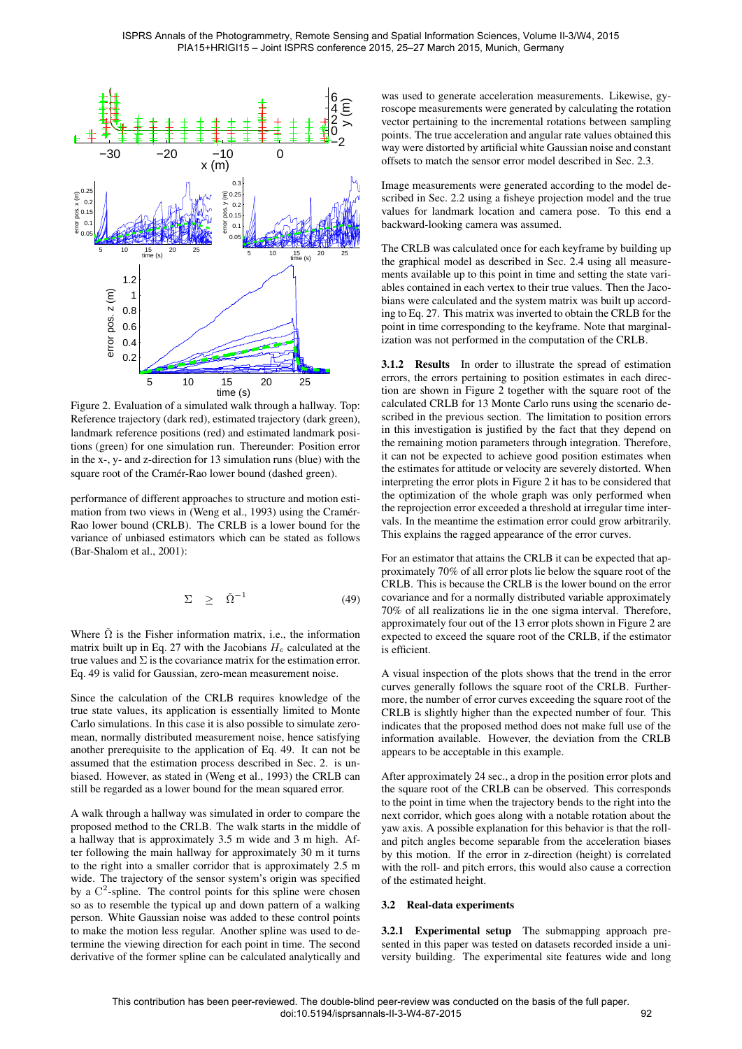Figure 2. Evaluation of a simulated walk through a hallway. Top: Reference trajectory (dark red), estimated trajectory (dark green), landmark reference positions (red) and estimated landmark positions (green) for one simulation run. Thereunder: Position error in the x-, y- and z-direction for 13 simulation runs (blue) with the square root of the Cramér-Rao lower bound (dashed green).

performance of different approaches to structure and motion estimation from two views in (Weng et al., 1993) using the Cramér-Rao lower bound (CRLB). The CRLB is a lower bound for the variance of unbiased estimators which can be stated as follows (Bar-Shalom et al., 2001):

$$\Sigma \quad \geq \quad \breve{\Omega}^{-1} \tag{49}$$

Where $\breve{\Omega}$ is the Fisher information matrix, i.e., the information matrix built up in Eq. 27 with the Jacobians $H_e$ calculated at the true values and $\Sigma$ is the covariance matrix for the estimation error. Eq. 49 is valid for Gaussian, zero-mean measurement noise.

Since the calculation of the CRLB requires knowledge of the true state values, its application is essentially limited to Monte Carlo simulations. In this case it is also possible to simulate zero-mean, normally distributed measurement noise, hence satisfying another prerequisite to the application of Eq. 49. It can not be assumed that the estimation process described in Sec. 2. is unbiased. However, as stated in (Weng et al., 1993) the CRLB can still be regarded as a lower bound for the mean squared error.

A walk through a hallway was simulated in order to compare the proposed method to the CRLB. The walk starts in the middle of a hallway that is approximately 3.5 m wide and 3 m high. After following the main hallway for approximately 30 m it turns to the right into a smaller corridor that is approximately 2.5 m wide. The trajectory of the sensor system's origin was specified by a $C^2$-spline. The control points for this spline were chosen so as to resemble the typical up and down pattern of a walking person. White Gaussian noise was added to these control points to make the motion less regular. Another spline was used to determine the viewing direction for each point in time. The second derivative of the former spline can be calculated analytically and was used to generate acceleration measurements. Likewise, gyroscope measurements were generated by calculating the rotation vector pertaining to the incremental rotations between sampling points. The true acceleration and angular rate values obtained this way were distorted by artificial white Gaussian noise and constant offsets to match the sensor error model described in Sec. 2.3.

Image measurements were generated according to the model described in Sec. 2.2 using a fisheye projection model and the true values for landmark location and camera pose. To this end a backward-looking camera was assumed.

The CRLB was calculated once for each keyframe by building up the graphical model as described in Sec. 2.4 using all measurements available up to this point in time and setting the state variables contained in each vertex to their true values. Then the Jacobians were calculated and the system matrix was built up according to Eq. 27. This matrix was inverted to obtain the CRLB for the point in time corresponding to the keyframe. Note that marginalization was not performed in the computation of the CRLB.

**3.1.2 Results** In order to illustrate the spread of estimation errors, the errors pertaining to position estimates in each direction are shown in Figure 2 together with the square root of the calculated CRLB for 13 Monte Carlo runs using the scenario described in the previous section. The limitation to position errors in this investigation is justified by the fact that they depend on the remaining motion parameters through integration. Therefore, it can not be expected to achieve good position estimates when the estimates for attitude or velocity are severely distorted. When interpreting the error plots in Figure 2 it has to be considered that the optimization of the whole graph was only performed when the reprojection error exceeded a threshold at irregular time intervals. In the meantime the estimation error could grow arbitrarily. This explains the ragged appearance of the error curves.

For an estimator that attains the CRLB it can be expected that approximately 70% of all error plots lie below the square root of the CRLB. This is because the CRLB is the lower bound on the error covariance and for a normally distributed variable approximately 70% of all realizations lie in the one sigma interval. Therefore, approximately four out of the 13 error plots shown in Figure 2 are expected to exceed the square root of the CRLB, if the estimator is efficient.

A visual inspection of the plots shows that the trend in the error curves generally follows the square root of the CRLB. Furthermore, the number of error curves exceeding the square root of the CRLB is slightly higher than the expected number of four. This indicates that the proposed method does not make full use of the information available. However, the deviation from the CRLB appears to be acceptable in this example.

After approximately 24 sec., a drop in the position error plots and the square root of the CRLB can be observed. This corresponds to the point in time when the trajectory bends to the right into the next corridor, which goes along with a notable rotation about the yaw axis. A possible explanation for this behavior is that the roll- and pitch angles become separable from the acceleration biases by this motion. If the error in z-direction (height) is correlated with the roll- and pitch errors, this would also cause a correction of the estimated height.

### 3.2 Real-data experiments

**3.2.1 Experimental setup** The submapping approach presented in this paper was tested on datasets recorded inside a university building. The experimental site features wide and long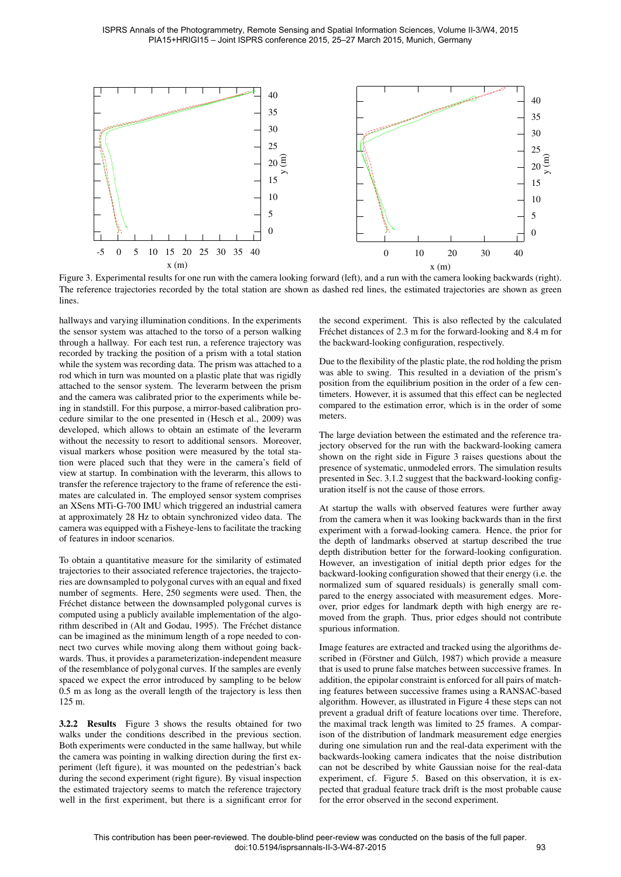Figure 3. Experimental results for one run with the camera looking forward (left), and a run with the camera looking backwards (right). The reference trajectories recorded by the total station are shown as dashed red lines, the estimated trajectories are shown as green lines.

hallways and varying illumination conditions. In the experiments the sensor system was attached to the torso of a person walking through a hallway. For each test run, a reference trajectory was recorded by tracking the position of a prism with a total station while the system was recording data. The prism was attached to a rod which in turn was mounted on a plastic plate that was rigidly attached to the sensor system. The leverarm between the prism and the camera was calibrated prior to the experiments while being in standstill. For this purpose, a mirror-based calibration procedure similar to the one presented in (Hesch et al., 2009) was developed, which allows to obtain an estimate of the leverarm without the necessity to resort to additional sensors. Moreover, visual markers whose position were measured by the total station were placed such that they were in the camera's field of view at startup. In combination with the leverarm, this allows to transfer the reference trajectory to the frame of reference the estimates are calculated in. The employed sensor system comprises an XSens MTi-G-700 IMU which triggered an industrial camera at approximately 28 Hz to obtain synchronized video data. The camera was equipped with a Fisheye-lens to facilitate the tracking of features in indoor scenarios.

To obtain a quantitative measure for the similarity of estimated trajectories to their associated reference trajectories, the trajectories are downsampled to polygonal curves with an equal and fixed number of segments. Here, 250 segments were used. Then, the Fréchet distance between the downsampled polygonal curves is computed using a publicly available implementation of the algorithm described in (Alt and Godau, 1995). The Fréchet distance can be imagined as the minimum length of a rope needed to connect two curves while moving along them without going backwards. Thus, it provides a parameterization-independent measure of the resemblance of polygonal curves. If the samples are evenly spaced we expect the error introduced by sampling to be below 0.5 m as long as the overall length of the trajectory is less then 125 m.

**3.2.2 Results** Figure 3 shows the results obtained for two walks under the conditions described in the previous section. Both experiments were conducted in the same hallway, but while the camera was pointing in walking direction during the first experiment (left figure), it was mounted on the pedestrian's back during the second experiment (right figure). By visual inspection the estimated trajectory seems to match the reference trajectory well in the first experiment, but there is a significant error for the second experiment. This is also reflected by the calculated Fréchet distances of 2.3 m for the forward-looking and 8.4 m for the backward-looking configuration, respectively.

Due to the flexibility of the plastic plate, the rod holding the prism was able to swing. This resulted in a deviation of the prism's position from the equilibrium position in the order of a few centimeters. However, it is assumed that this effect can be neglected compared to the estimation error, which is in the order of some meters.

The large deviation between the estimated and the reference trajectory observed for the run with the backward-looking camera shown on the right side in Figure 3 raises questions about the presence of systematic, unmodeled errors. The simulation results presented in Sec. 3.1.2 suggest that the backward-looking configuration itself is not the cause of those errors.

At startup the walls with observed features were further away from the camera when it was looking backwards than in the first experiment with a forwad-looking camera. Hence, the prior for the depth of landmarks observed at startup described the true depth distribution better for the forward-looking configuration. However, an investigation of initial depth prior edges for the backward-looking configuration showed that their energy (i.e. the normalized sum of squared residuals) is generally small compared to the energy associated with measurement edges. Moreover, prior edges for landmark depth with high energy are removed from the graph. Thus, prior edges should not contribute spurious information.

Image features are extracted and tracked using the algorithms described in (Förstner and Gülch, 1987) which provide a measure that is used to prune false matches between successive frames. In addition, the epipolar constraint is enforced for all pairs of matching features between successive frames using a RANSAC-based algorithm. However, as illustrated in Figure 4 these steps can not prevent a gradual drift of feature locations over time. Therefore, the maximal track length was limited to 25 frames. A comparison of the distribution of landmark measurement edge energies during one simulation run and the real-data experiment with the backwards-looking camera indicates that the noise distribution can not be described by white Gaussian noise for the real-data experiment, cf. Figure 5. Based on this observation, it is expected that gradual feature track drift is the most probable cause for the error observed in the second experiment.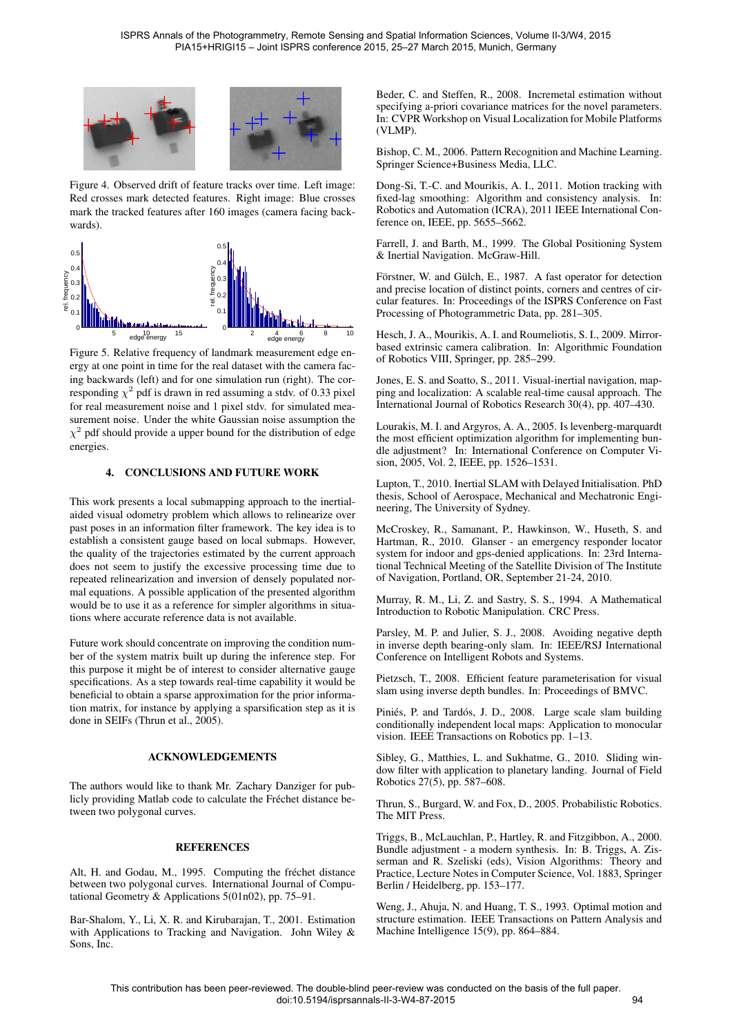Figure 4. Observed drift of feature tracks over time. Left image: Red crosses mark detected features. Right image: Blue crosses mark the tracked features after 160 images (camera facing backwards).

rel. frequency
0.5
0.4
0.3
0.2
0.1
0
5
10
15
edge energy

rel. frequency
0.5
0.4
0.3
0.2
0.1
0
2
4
6
8
10
edge energy

Figure 5. Relative frequency of landmark measurement edge energy at one point in time for the real dataset with the camera facing backwards (left) and for one simulation run (right). The corresponding $\chi^2$ pdf is drawn in red assuming a stdv. of 0.33 pixel for real measurement noise and 1 pixel stdv. for simulated measurement noise. Under the white Gaussian noise assumption the $\chi^2$ pdf should provide a upper bound for the distribution of edge energies.

## 4. CONCLUSIONS AND FUTURE WORK

This work presents a local submapping approach to the inertial-aided visual odometry problem which allows to relinearize over past poses in an information filter framework. The key idea is to establish a consistent gauge based on local submaps. However, the quality of the trajectories estimated by the current approach does not seem to justify the excessive processing time due to repeated relinearization and inversion of densely populated normal equations. A possible application of the presented algorithm would be to use it as a reference for simpler algorithms in situations where accurate reference data is not available.

Future work should concentrate on improving the condition number of the system matrix built up during the inference step. For this purpose it might be of interest to consider alternative gauge specifications. As a step towards real-time capability it would be beneficial to obtain a sparse approximation for the prior information matrix, for instance by applying a sparsification step as it is done in SEIFs (Thrun et al., 2005).

## ACKNOWLEDGEMENTS

The authors would like to thank Mr. Zachary Danziger for publicly providing Matlab code to calculate the Fréchet distance between two polygonal curves.

## REFERENCES

Alt, H. and Godau, M., 1995. Computing the fréchet distance between two polygonal curves. International Journal of Computational Geometry & Applications 5(01n02), pp. 75–91.

Bar-Shalom, Y., Li, X. R. and Kirubarajan, T., 2001. Estimation with Applications to Tracking and Navigation. John Wiley & Sons, Inc.

Beder, C. and Steffen, R., 2008. Incremetal estimation without specifying a-priori covariance matrices for the novel parameters. In: CVPR Workshop on Visual Localization for Mobile Platforms (VLMP).

Bishop, C. M., 2006. Pattern Recognition and Machine Learning. Springer Science+Business Media, LLC.

Dong-Si, T.-C. and Mourikis, A. I., 2011. Motion tracking with fixed-lag smoothing: Algorithm and consistency analysis. In: Robotics and Automation (ICRA), 2011 IEEE International Conference on, IEEE, pp. 5655–5662.

Farrell, J. and Barth, M., 1999. The Global Positioning System & Inertial Navigation. McGraw-Hill.

Förstner, W. and Gülch, E., 1987. A fast operator for detection and precise location of distinct points, corners and centres of circular features. In: Proceedings of the ISPRS Conference on Fast Processing of Photogrammetric Data, pp. 281–305.

Hesch, J. A., Mourikis, A. I. and Roumeliotis, S. I., 2009. Mirror-based extrinsic camera calibration. In: Algorithmic Foundation of Robotics VIII, Springer, pp. 285–299.

Jones, E. S. and Soatto, S., 2011. Visual-inertial navigation, mapping and localization: A scalable real-time causal approach. The International Journal of Robotics Research 30(4), pp. 407–430.

Lourakis, M. I. and Argyros, A. A., 2005. Is levenberg-marquardt the most efficient optimization algorithm for implementing bundle adjustment? In: International Conference on Computer Vision, 2005, Vol. 2, IEEE, pp. 1526–1531.

Lupton, T., 2010. Inertial SLAM with Delayed Initialisation. PhD thesis, School of Aerospace, Mechanical and Mechatronic Engineering, The University of Sydney.

McCroskey, R., Samanant, P., Hawkinson, W., Huseth, S. and Hartman, R., 2010. Glanser - an emergency responder locator system for indoor and gps-denied applications. In: 23rd International Technical Meeting of the Satellite Division of The Institute of Navigation, Portland, OR, September 21-24, 2010.

Murray, R. M., Li, Z. and Sastry, S. S., 1994. A Mathematical Introduction to Robotic Manipulation. CRC Press.

Parsley, M. P. and Julier, S. J., 2008. Avoiding negative depth in inverse depth bearing-only slam. In: IEEE/RSJ International Conference on Intelligent Robots and Systems.

Pietzsch, T., 2008. Efficient feature parameterisation for visual slam using inverse depth bundles. In: Proceedings of BMVC.

Piniés, P. and Tardós, J. D., 2008. Large scale slam building conditionally independent local maps: Application to monocular vision. IEEE Transactions on Robotics pp. 1–13.

Sibley, G., Matthies, L. and Sukhatme, G., 2010. Sliding window filter with application to planetary landing. Journal of Field Robotics 27(5), pp. 587–608.

Thrun, S., Burgard, W. and Fox, D., 2005. Probabilistic Robotics. The MIT Press.

Triggs, B., McLauchlan, P., Hartley, R. and Fitzgibbon, A., 2000. Bundle adjustment - a modern synthesis. In: B. Triggs, A. Zisserman and R. Szeliski (eds), Vision Algorithms: Theory and Practice, Lecture Notes in Computer Science, Vol. 1883, Springer Berlin / Heidelberg, pp. 153–177.

Weng, J., Ahuja, N. and Huang, T. S., 1993. Optimal motion and structure estimation. IEEE Transactions on Pattern Analysis and Machine Intelligence 15(9), pp. 864–884.